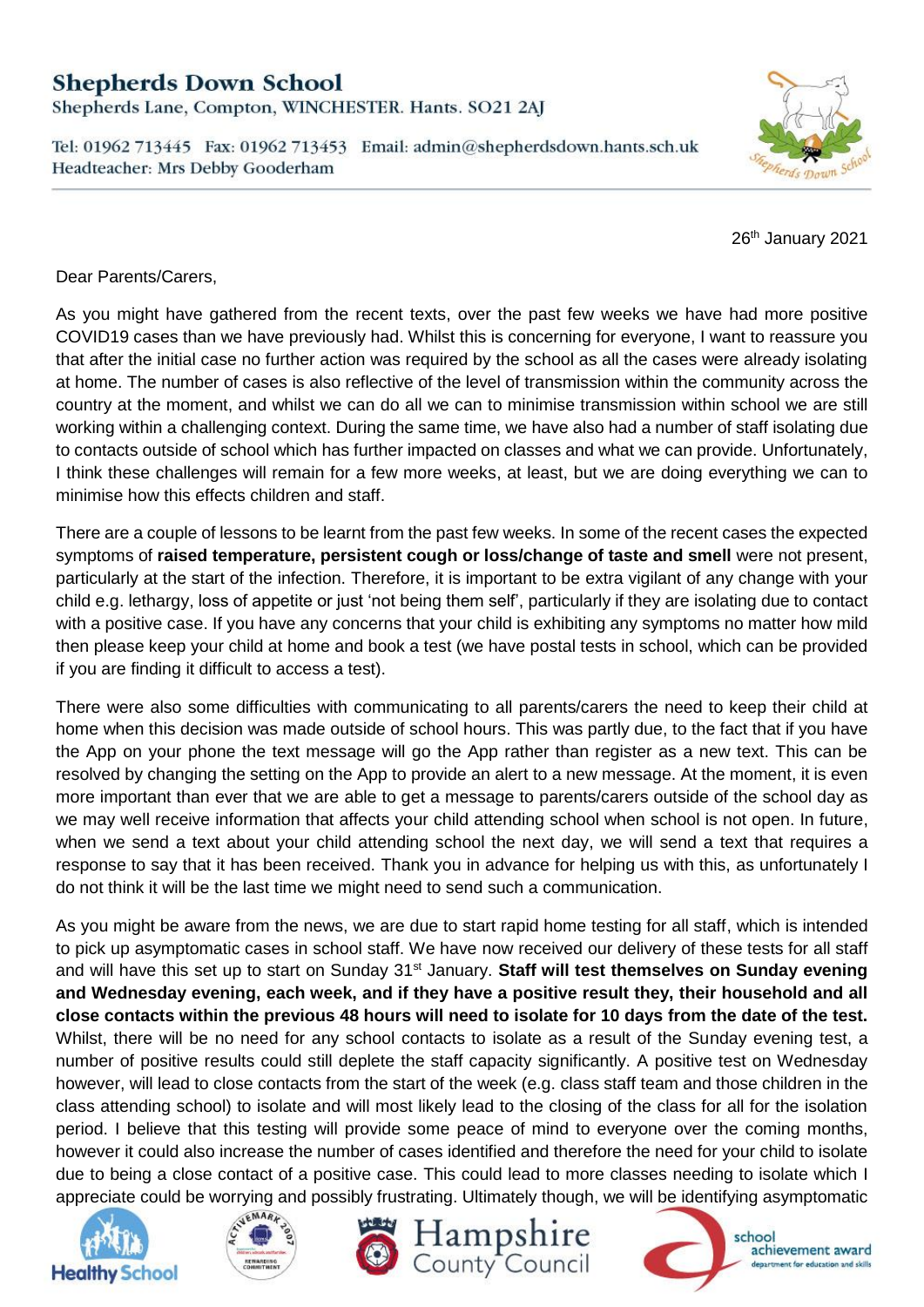# Shepherds Down School

Shepherds Lane, Compton, WINCHESTER. Hants. SO21 2AJ

Tel: 01962 713445 Fax: 01962 713453 Email: admin@shepherdsdown.hants.sch.uk
Headteacher: Mrs Debby Gooderham

26th January 2021

Dear Parents/Carers,

As you might have gathered from the recent texts, over the past few weeks we have had more positive COVID19 cases than we have previously had. Whilst this is concerning for everyone, I want to reassure you that after the initial case no further action was required by the school as all the cases were already isolating at home. The number of cases is also reflective of the level of transmission within the community across the country at the moment, and whilst we can do all we can to minimise transmission within school we are still working within a challenging context. During the same time, we have also had a number of staff isolating due to contacts outside of school which has further impacted on classes and what we can provide. Unfortunately, I think these challenges will remain for a few more weeks, at least, but we are doing everything we can to minimise how this effects children and staff.

There are a couple of lessons to be learnt from the past few weeks. In some of the recent cases the expected symptoms of **raised temperature, persistent cough or loss/change of taste and smell** were not present, particularly at the start of the infection. Therefore, it is important to be extra vigilant of any change with your child e.g. lethargy, loss of appetite or just 'not being them self', particularly if they are isolating due to contact with a positive case. If you have any concerns that your child is exhibiting any symptoms no matter how mild then please keep your child at home and book a test (we have postal tests in school, which can be provided if you are finding it difficult to access a test).

There were also some difficulties with communicating to all parents/carers the need to keep their child at home when this decision was made outside of school hours. This was partly due, to the fact that if you have the App on your phone the text message will go the App rather than register as a new text. This can be resolved by changing the setting on the App to provide an alert to a new message. At the moment, it is even more important than ever that we are able to get a message to parents/carers outside of the school day as we may well receive information that affects your child attending school when school is not open. In future, when we send a text about your child attending school the next day, we will send a text that requires a response to say that it has been received. Thank you in advance for helping us with this, as unfortunately I do not think it will be the last time we might need to send such a communication.

As you might be aware from the news, we are due to start rapid home testing for all staff, which is intended to pick up asymptomatic cases in school staff. We have now received our delivery of these tests for all staff and will have this set up to start on Sunday 31st January. **Staff will test themselves on Sunday evening and Wednesday evening, each week, and if they have a positive result they, their household and all close contacts within the previous 48 hours will need to isolate for 10 days from the date of the test.** Whilst, there will be no need for any school contacts to isolate as a result of the Sunday evening test, a number of positive results could still deplete the staff capacity significantly. A positive test on Wednesday however, will lead to close contacts from the start of the week (e.g. class staff team and those children in the class attending school) to isolate and will most likely lead to the closing of the class for all for the isolation period. I believe that this testing will provide some peace of mind to everyone over the coming months, however it could also increase the number of cases identified and therefore the need for your child to isolate due to being a close contact of a positive case. This could lead to more classes needing to isolate which I appreciate could be worrying and possibly frustrating. Ultimately though, we will be identifying asymptomatic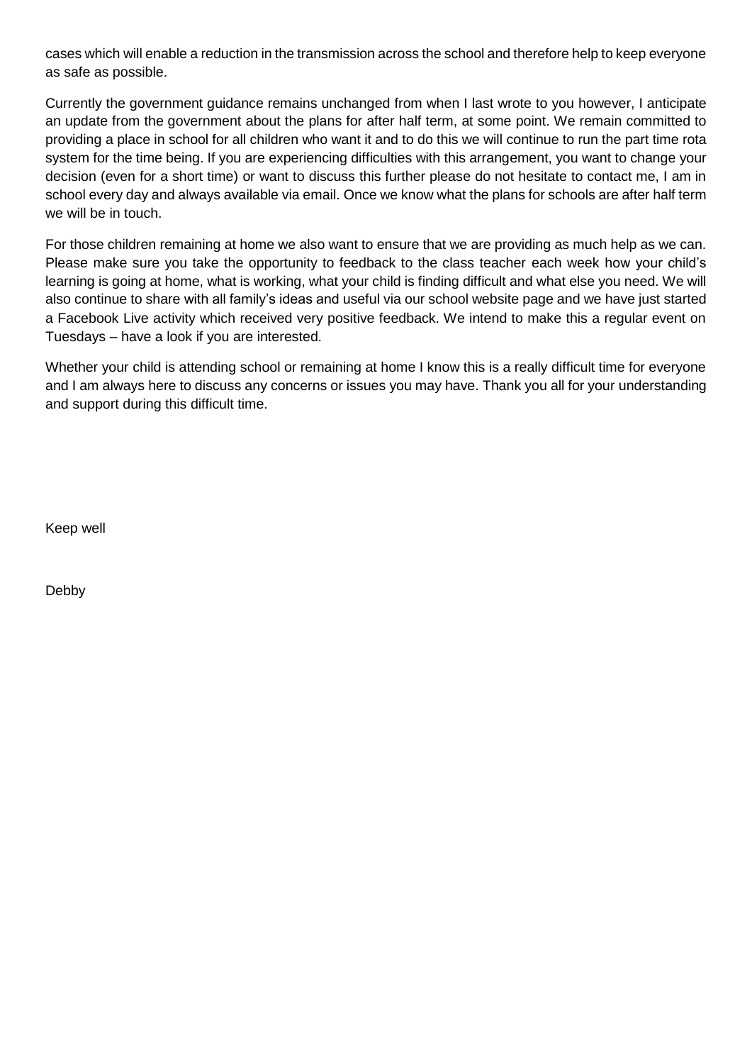cases which will enable a reduction in the transmission across the school and therefore help to keep everyone as safe as possible.

Currently the government guidance remains unchanged from when I last wrote to you however, I anticipate an update from the government about the plans for after half term, at some point. We remain committed to providing a place in school for all children who want it and to do this we will continue to run the part time rota system for the time being. If you are experiencing difficulties with this arrangement, you want to change your decision (even for a short time) or want to discuss this further please do not hesitate to contact me, I am in school every day and always available via email. Once we know what the plans for schools are after half term we will be in touch.

For those children remaining at home we also want to ensure that we are providing as much help as we can. Please make sure you take the opportunity to feedback to the class teacher each week how your child's learning is going at home, what is working, what your child is finding difficult and what else you need. We will also continue to share with all family's ideas and useful via our school website page and we have just started a Facebook Live activity which received very positive feedback. We intend to make this a regular event on Tuesdays – have a look if you are interested.

Whether your child is attending school or remaining at home I know this is a really difficult time for everyone and I am always here to discuss any concerns or issues you may have. Thank you all for your understanding and support during this difficult time.

Keep well

Debby